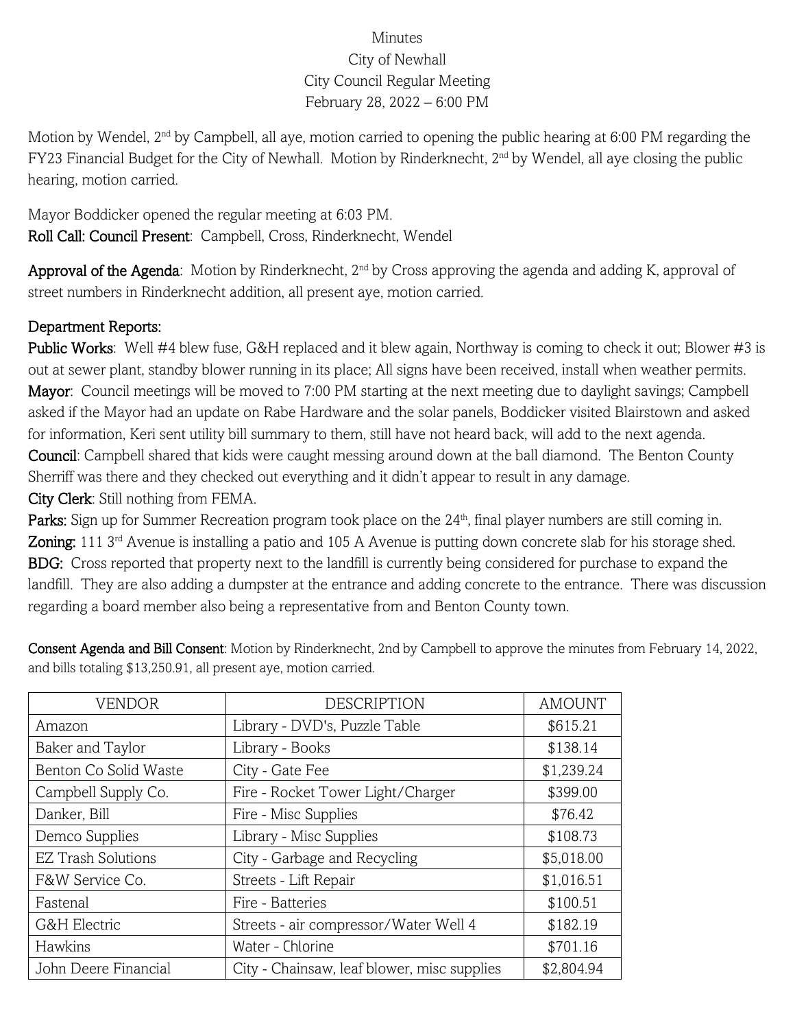Minutes
City of Newhall
City Council Regular Meeting
February 28, 2022 – 6:00 PM

Motion by Wendel, 2nd by Campbell, all aye, motion carried to opening the public hearing at 6:00 PM regarding the FY23 Financial Budget for the City of Newhall. Motion by Rinderknecht, 2nd by Wendel, all aye closing the public hearing, motion carried.

Mayor Boddicker opened the regular meeting at 6:03 PM.
**Roll Call: Council Present**: Campbell, Cross, Rinderknecht, Wendel

**Approval of the Agenda**: Motion by Rinderknecht, 2nd by Cross approving the agenda and adding K, approval of street numbers in Rinderknecht addition, all present aye, motion carried.

**Department Reports:**

**Public Works**: Well #4 blew fuse, G&H replaced and it blew again, Northway is coming to check it out; Blower #3 is out at sewer plant, standby blower running in its place; All signs have been received, install when weather permits.
**Mayor**: Council meetings will be moved to 7:00 PM starting at the next meeting due to daylight savings; Campbell asked if the Mayor had an update on Rabe Hardware and the solar panels, Boddicker visited Blairstown and asked for information, Keri sent utility bill summary to them, still have not heard back, will add to the next agenda.
**Council**: Campbell shared that kids were caught messing around down at the ball diamond. The Benton County Sherriff was there and they checked out everything and it didn't appear to result in any damage.
**City Clerk**: Still nothing from FEMA.
**Parks:** Sign up for Summer Recreation program took place on the 24th, final player numbers are still coming in.
**Zoning:** 111 3rd Avenue is installing a patio and 105 A Avenue is putting down concrete slab for his storage shed.
**BDG:** Cross reported that property next to the landfill is currently being considered for purchase to expand the landfill. They are also adding a dumpster at the entrance and adding concrete to the entrance. There was discussion regarding a board member also being a representative from and Benton County town.

**Consent Agenda and Bill Consent**: Motion by Rinderknecht, 2nd by Campbell to approve the minutes from February 14, 2022, and bills totaling $13,250.91, all present aye, motion carried.

| VENDOR | DESCRIPTION | AMOUNT |
|---|---|---|
| Amazon | Library - DVD's, Puzzle Table | $615.21 |
| Baker and Taylor | Library - Books | $138.14 |
| Benton Co Solid Waste | City - Gate Fee | $1,239.24 |
| Campbell Supply Co. | Fire - Rocket Tower Light/Charger | $399.00 |
| Danker, Bill | Fire - Misc Supplies | $76.42 |
| Demco Supplies | Library - Misc Supplies | $108.73 |
| EZ Trash Solutions | City - Garbage and Recycling | $5,018.00 |
| F&W Service Co. | Streets - Lift Repair | $1,016.51 |
| Fastenal | Fire - Batteries | $100.51 |
| G&H Electric | Streets - air compressor/Water Well 4 | $182.19 |
| Hawkins | Water - Chlorine | $701.16 |
| John Deere Financial | City - Chainsaw, leaf blower, misc supplies | $2,804.94 |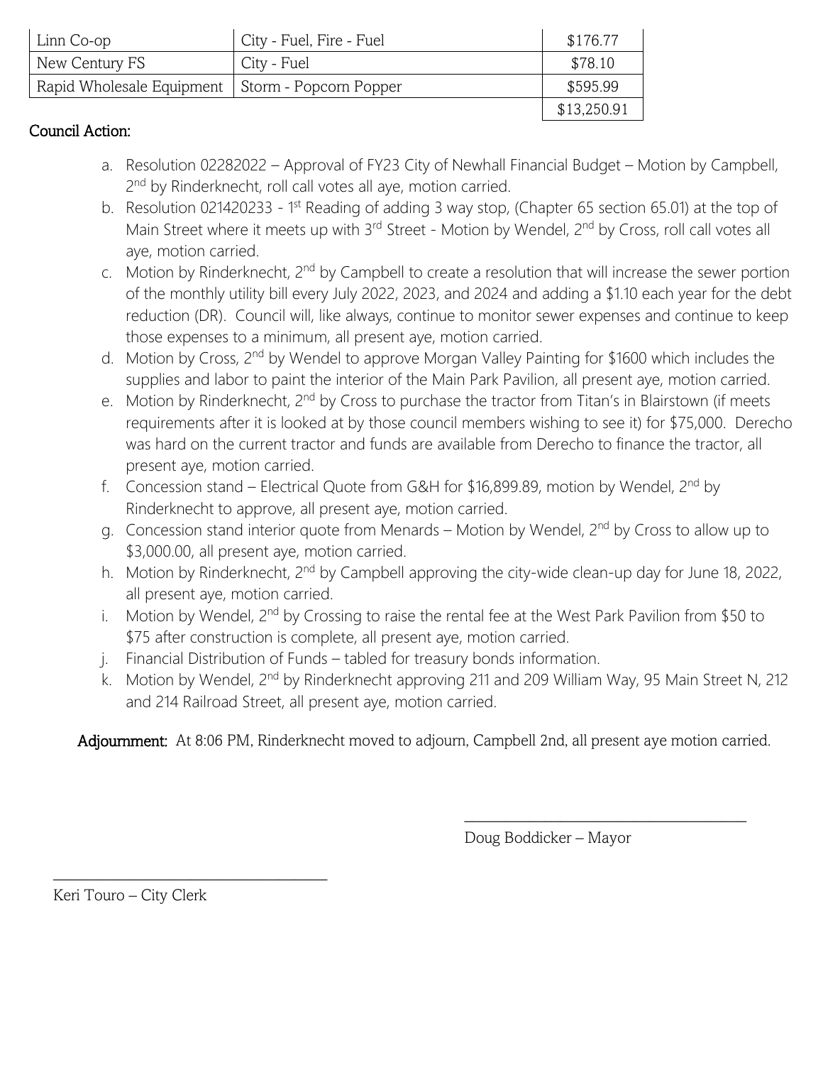| | | |
|---|---|---|
| Linn Co-op | City - Fuel, Fire - Fuel | $176.77 |
| New Century FS | City - Fuel | $78.10 |
| Rapid Wholesale Equipment | Storm - Popcorn Popper | $595.99 |
| | | $13,250.91 |

**Council Action:**

a. Resolution 02282022 – Approval of FY23 City of Newhall Financial Budget – Motion by Campbell, 2nd by Rinderknecht, roll call votes all aye, motion carried.
b. Resolution 021420233 - 1st Reading of adding 3 way stop, (Chapter 65 section 65.01) at the top of Main Street where it meets up with 3rd Street - Motion by Wendel, 2nd by Cross, roll call votes all aye, motion carried.
c. Motion by Rinderknecht, 2nd by Campbell to create a resolution that will increase the sewer portion of the monthly utility bill every July 2022, 2023, and 2024 and adding a $1.10 each year for the debt reduction (DR). Council will, like always, continue to monitor sewer expenses and continue to keep those expenses to a minimum, all present aye, motion carried.
d. Motion by Cross, 2nd by Wendel to approve Morgan Valley Painting for $1600 which includes the supplies and labor to paint the interior of the Main Park Pavilion, all present aye, motion carried.
e. Motion by Rinderknecht, 2nd by Cross to purchase the tractor from Titan's in Blairstown (if meets requirements after it is looked at by those council members wishing to see it) for $75,000. Derecho was hard on the current tractor and funds are available from Derecho to finance the tractor, all present aye, motion carried.
f. Concession stand – Electrical Quote from G&H for $16,899.89, motion by Wendel, 2nd by Rinderknecht to approve, all present aye, motion carried.
g. Concession stand interior quote from Menards – Motion by Wendel, 2nd by Cross to allow up to $3,000.00, all present aye, motion carried.
h. Motion by Rinderknecht, 2nd by Campbell approving the city-wide clean-up day for June 18, 2022, all present aye, motion carried.
i. Motion by Wendel, 2nd by Crossing to raise the rental fee at the West Park Pavilion from $50 to $75 after construction is complete, all present aye, motion carried.
j. Financial Distribution of Funds – tabled for treasury bonds information.
k. Motion by Wendel, 2nd by Rinderknecht approving 211 and 209 William Way, 95 Main Street N, 212 and 214 Railroad Street, all present aye, motion carried.

**Adjournment:** At 8:06 PM, Rinderknecht moved to adjourn, Campbell 2nd, all present aye motion carried.

\_\_\_\_\_\_\_\_\_\_\_\_\_\_\_\_\_\_\_\_\_\_\_\_\_\_\_\_\_\_\_\_\_\_\_\_\_\_
Doug Boddicker – Mayor

\_\_\_\_\_\_\_\_\_\_\_\_\_\_\_\_\_\_\_\_\_\_\_\_\_\_\_\_\_\_\_\_\_\_\_\_\_\_
Keri Touro – City Clerk